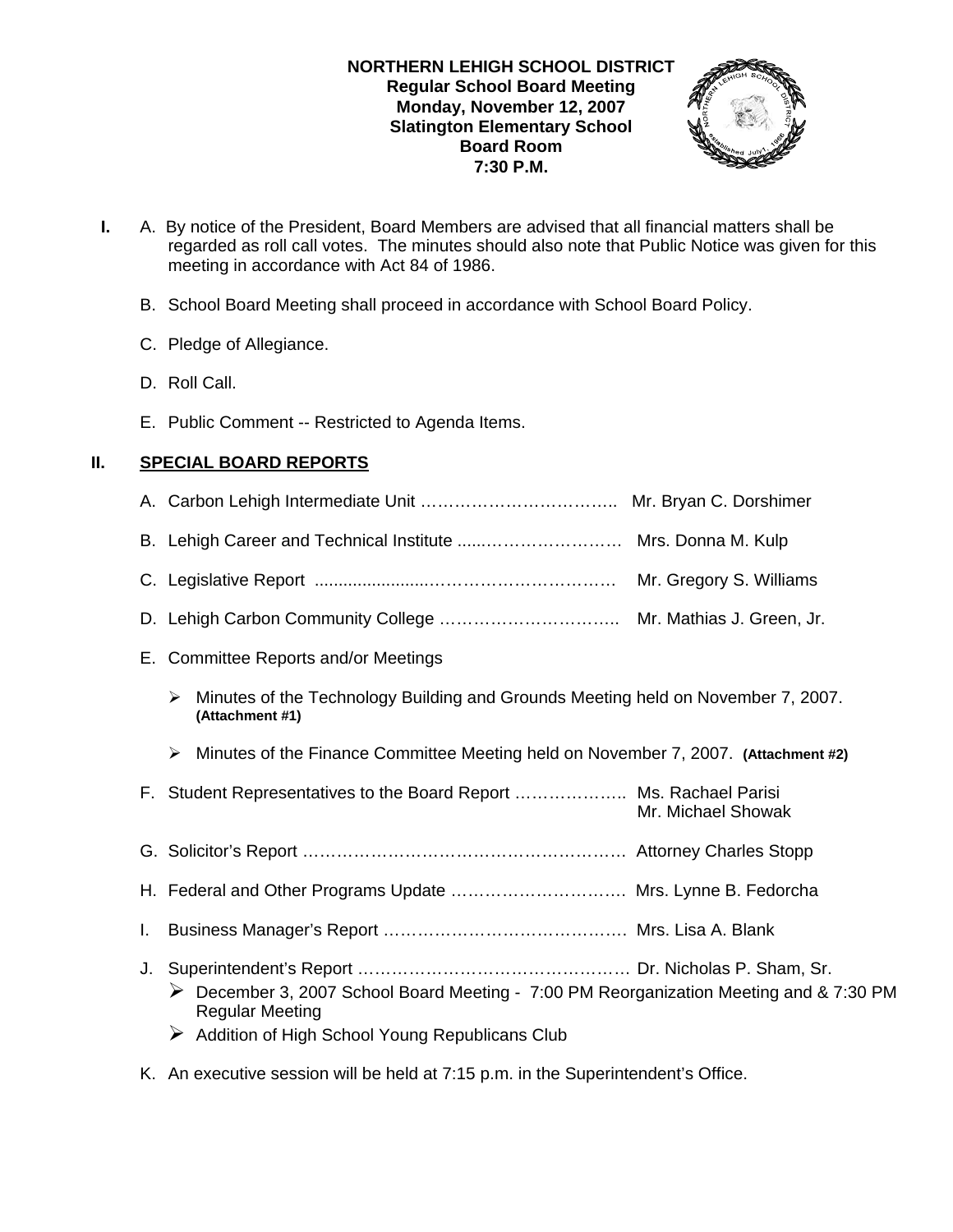**NORTHERN LEHIGH SCHOOL DISTRICT**
**Regular School Board Meeting**
**Monday, November 12, 2007**
**Slatington Elementary School**
**Board Room**
**7:30 P.M.**

**I.** A. By notice of the President, Board Members are advised that all financial matters shall be regarded as roll call votes. The minutes should also note that Public Notice was given for this meeting in accordance with Act 84 of 1986.

B. School Board Meeting shall proceed in accordance with School Board Policy.

C. Pledge of Allegiance.

D. Roll Call.

E. Public Comment -- Restricted to Agenda Items.

## II. SPECIAL BOARD REPORTS

A. Carbon Lehigh Intermediate Unit …………………………….. Mr. Bryan C. Dorshimer

B. Lehigh Career and Technical Institute ......…………………… Mrs. Donna M. Kulp

C. Legislative Report ......................…………………………… Mr. Gregory S. Williams

D. Lehigh Carbon Community College ………………………….. Mr. Mathias J. Green, Jr.

E. Committee Reports and/or Meetings

- Minutes of the Technology Building and Grounds Meeting held on November 7, 2007. **(Attachment #1)**
- Minutes of the Finance Committee Meeting held on November 7, 2007. **(Attachment #2)**

F. Student Representatives to the Board Report ……………….. Ms. Rachael Parisi
Mr. Michael Showak

G. Solicitor's Report ………………………………………………. Attorney Charles Stopp

H. Federal and Other Programs Update …………………………. Mrs. Lynne B. Fedorcha

I. Business Manager's Report ……………………………………. Mrs. Lisa A. Blank

J. Superintendent's Report ………………………………………… Dr. Nicholas P. Sham, Sr.

- December 3, 2007 School Board Meeting - 7:00 PM Reorganization Meeting and & 7:30 PM Regular Meeting
- Addition of High School Young Republicans Club

K. An executive session will be held at 7:15 p.m. in the Superintendent's Office.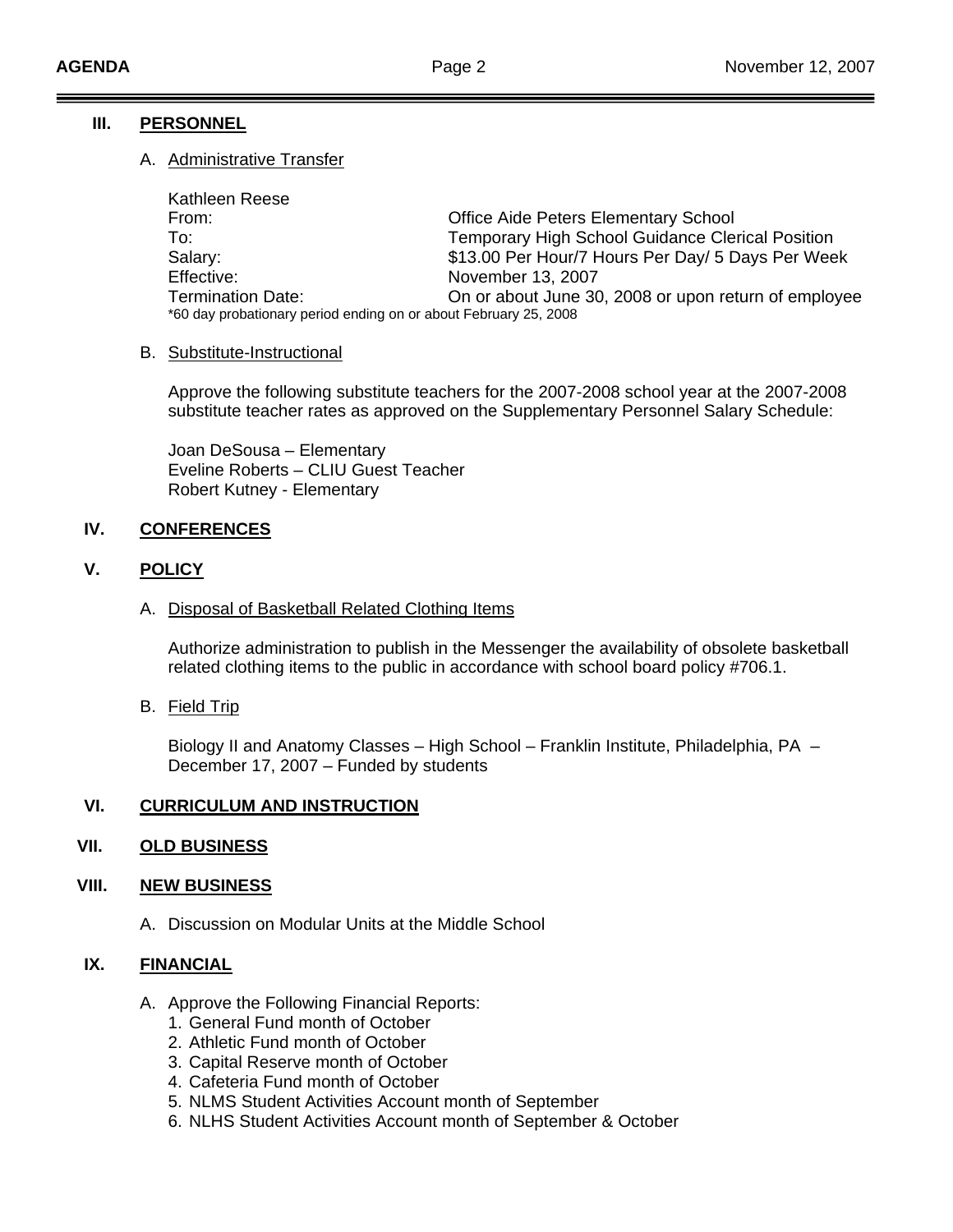## III. PERSONNEL

### A. Administrative Transfer

Kathleen Reese

| | |
|---|---|
| From: | Office Aide Peters Elementary School |
| To: | Temporary High School Guidance Clerical Position |
| Salary: | $13.00 Per Hour/7 Hours Per Day/ 5 Days Per Week |
| Effective: | November 13, 2007 |
| Termination Date: | On or about June 30, 2008 or upon return of employee |

*60 day probationary period ending on or about February 25, 2008

### B. Substitute-Instructional

Approve the following substitute teachers for the 2007-2008 school year at the 2007-2008 substitute teacher rates as approved on the Supplementary Personnel Salary Schedule:

Joan DeSousa – Elementary
Eveline Roberts – CLIU Guest Teacher
Robert Kutney - Elementary

## IV. CONFERENCES

## V. POLICY

### A. Disposal of Basketball Related Clothing Items

Authorize administration to publish in the Messenger the availability of obsolete basketball related clothing items to the public in accordance with school board policy #706.1.

### B. Field Trip

Biology II and Anatomy Classes – High School – Franklin Institute, Philadelphia, PA – December 17, 2007 – Funded by students

## VI. CURRICULUM AND INSTRUCTION

## VII. OLD BUSINESS

## VIII. NEW BUSINESS

A. Discussion on Modular Units at the Middle School

## IX. FINANCIAL

A. Approve the Following Financial Reports:
   1. General Fund month of October
   2. Athletic Fund month of October
   3. Capital Reserve month of October
   4. Cafeteria Fund month of October
   5. NLMS Student Activities Account month of September
   6. NLHS Student Activities Account month of September & October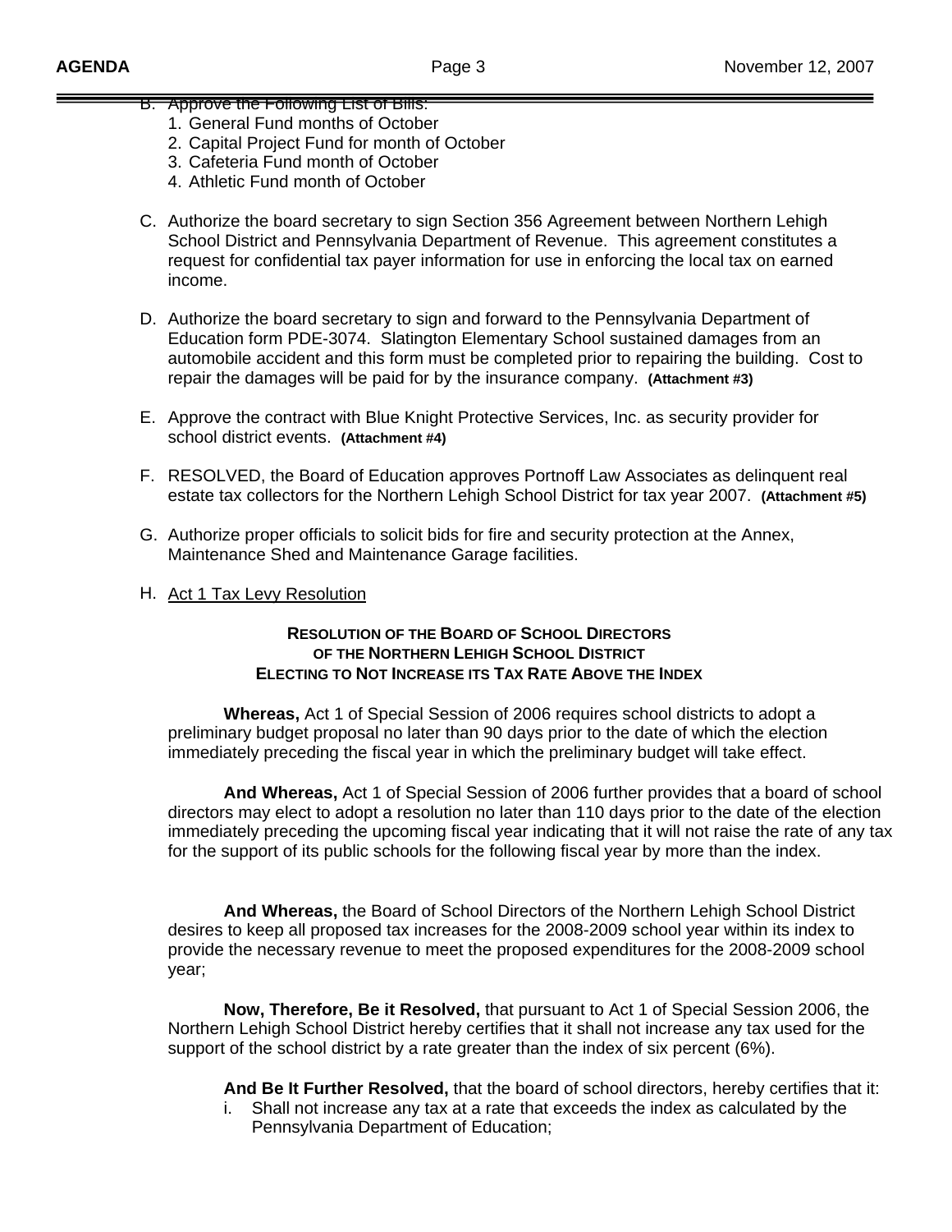B. Approve the Following List of Bills:
   1. General Fund months of October
   2. Capital Project Fund for month of October
   3. Cafeteria Fund month of October
   4. Athletic Fund month of October

C. Authorize the board secretary to sign Section 356 Agreement between Northern Lehigh School District and Pennsylvania Department of Revenue. This agreement constitutes a request for confidential tax payer information for use in enforcing the local tax on earned income.

D. Authorize the board secretary to sign and forward to the Pennsylvania Department of Education form PDE-3074. Slatington Elementary School sustained damages from an automobile accident and this form must be completed prior to repairing the building. Cost to repair the damages will be paid for by the insurance company. **(Attachment #3)**

E. Approve the contract with Blue Knight Protective Services, Inc. as security provider for school district events. **(Attachment #4)**

F. RESOLVED, the Board of Education approves Portnoff Law Associates as delinquent real estate tax collectors for the Northern Lehigh School District for tax year 2007. **(Attachment #5)**

G. Authorize proper officials to solicit bids for fire and security protection at the Annex, Maintenance Shed and Maintenance Garage facilities.

H. Act 1 Tax Levy Resolution

**RESOLUTION OF THE BOARD OF SCHOOL DIRECTORS OF THE NORTHERN LEHIGH SCHOOL DISTRICT ELECTING TO NOT INCREASE ITS TAX RATE ABOVE THE INDEX**

**Whereas,** Act 1 of Special Session of 2006 requires school districts to adopt a preliminary budget proposal no later than 90 days prior to the date of which the election immediately preceding the fiscal year in which the preliminary budget will take effect.

**And Whereas,** Act 1 of Special Session of 2006 further provides that a board of school directors may elect to adopt a resolution no later than 110 days prior to the date of the election immediately preceding the upcoming fiscal year indicating that it will not raise the rate of any tax for the support of its public schools for the following fiscal year by more than the index.

**And Whereas,** the Board of School Directors of the Northern Lehigh School District desires to keep all proposed tax increases for the 2008-2009 school year within its index to provide the necessary revenue to meet the proposed expenditures for the 2008-2009 school year;

**Now, Therefore, Be it Resolved,** that pursuant to Act 1 of Special Session 2006, the Northern Lehigh School District hereby certifies that it shall not increase any tax used for the support of the school district by a rate greater than the index of six percent (6%).

**And Be It Further Resolved,** that the board of school directors, hereby certifies that it:

i. Shall not increase any tax at a rate that exceeds the index as calculated by the Pennsylvania Department of Education;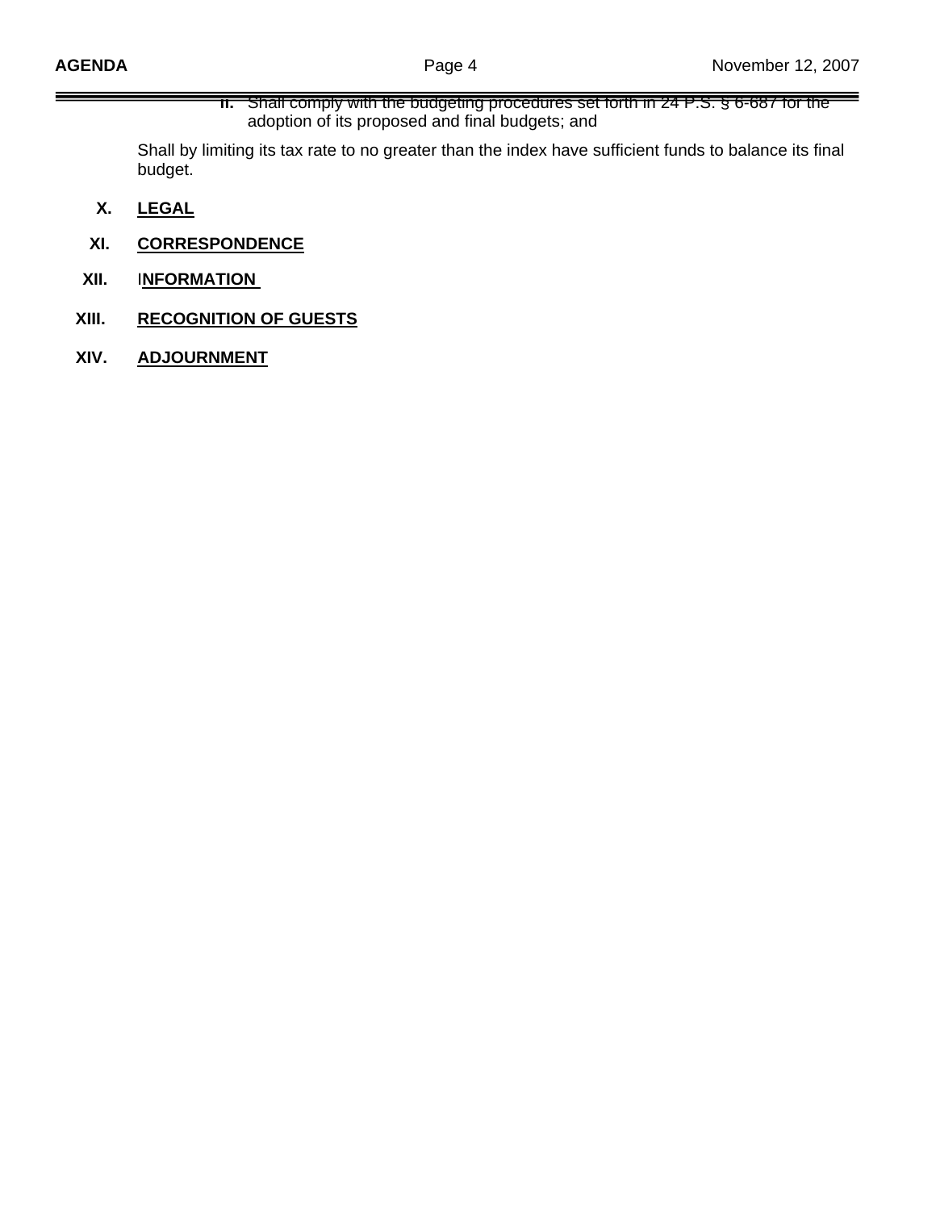ii. Shall comply with the budgeting procedures set forth in 24 P.S. § 6-687 for the adoption of its proposed and final budgets; and

Shall by limiting its tax rate to no greater than the index have sufficient funds to balance its final budget.

**X. LEGAL**

**XI. CORRESPONDENCE**

**XII. INFORMATION**

**XIII. RECOGNITION OF GUESTS**

**XIV. ADJOURNMENT**